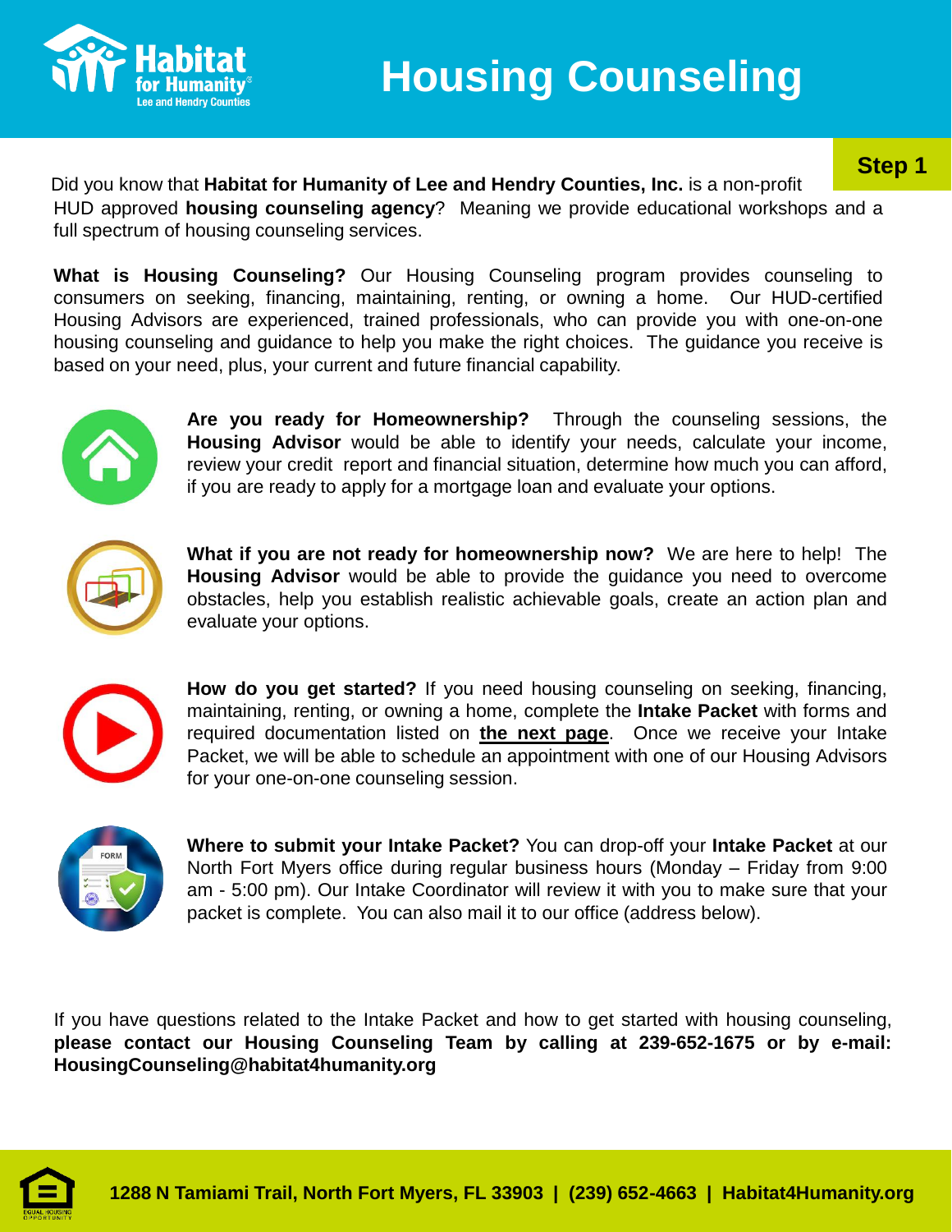# Housing Counseling

**Step 1**

Did you know that **Habitat for Humanity of Lee and Hendry Counties, Inc.** is a non-profit HUD approved **housing counseling agency**? Meaning we provide educational workshops and a full spectrum of housing counseling services.

**What is Housing Counseling?** Our Housing Counseling program provides counseling to consumers on seeking, financing, maintaining, renting, or owning a home. Our HUD-certified Housing Advisors are experienced, trained professionals, who can provide you with one-on-one housing counseling and guidance to help you make the right choices. The guidance you receive is based on your need, plus, your current and future financial capability.

**Are you ready for Homeownership?** Through the counseling sessions, the **Housing Advisor** would be able to identify your needs, calculate your income, review your credit report and financial situation, determine how much you can afford, if you are ready to apply for a mortgage loan and evaluate your options.

**What if you are not ready for homeownership now?** We are here to help! The **Housing Advisor** would be able to provide the guidance you need to overcome obstacles, help you establish realistic achievable goals, create an action plan and evaluate your options.

**How do you get started?** If you need housing counseling on seeking, financing, maintaining, renting, or owning a home, complete the **Intake Packet** with forms and required documentation listed on **the next page**. Once we receive your Intake Packet, we will be able to schedule an appointment with one of our Housing Advisors for your one-on-one counseling session.

**Where to submit your Intake Packet?** You can drop-off your **Intake Packet** at our North Fort Myers office during regular business hours (Monday – Friday from 9:00 am - 5:00 pm). Our Intake Coordinator will review it with you to make sure that your packet is complete. You can also mail it to our office (address below).

If you have questions related to the Intake Packet and how to get started with housing counseling, **please contact our Housing Counseling Team by calling at 239-652-1675 or by e-mail: HousingCounseling@habitat4humanity.org**

**1288 N Tamiami Trail, North Fort Myers, FL 33903 | (239) 652-4663 | Habitat4Humanity.org**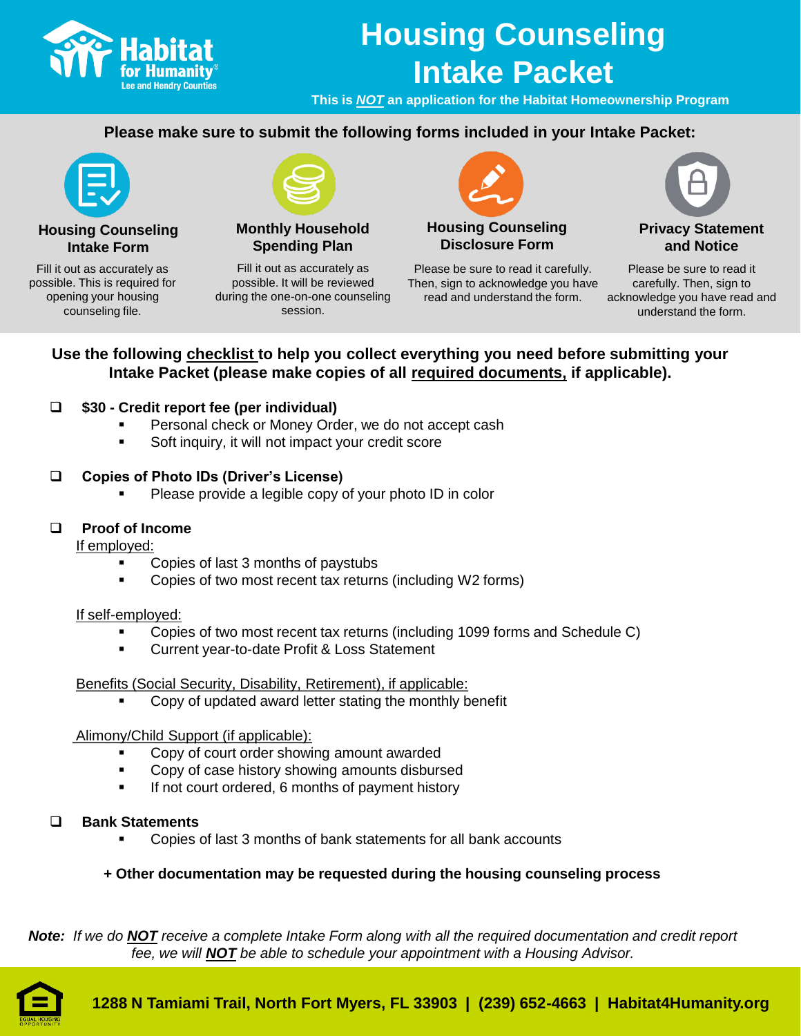Habitat for Humanity® Lee and Hendry Counties

# Housing Counseling Intake Packet

**This is *NOT* an application for the Habitat Homeownership Program**

**Please make sure to submit the following forms included in your Intake Packet:**

**Housing Counseling Intake Form**
Fill it out as accurately as possible. This is required for opening your housing counseling file.

**Monthly Household Spending Plan**
Fill it out as accurately as possible. It will be reviewed during the one-on-one counseling session.

**Housing Counseling Disclosure Form**
Please be sure to read it carefully. Then, sign to acknowledge you have read and understand the form.

**Privacy Statement and Notice**
Please be sure to read it carefully. Then, sign to acknowledge you have read and understand the form.

**Use the following checklist to help you collect everything you need before submitting your Intake Packet (please make copies of all required documents, if applicable).**

- [ ] **$30 - Credit report fee (per individual)**
  - Personal check or Money Order, we do not accept cash
  - Soft inquiry, it will not impact your credit score
- [ ] **Copies of Photo IDs (Driver's License)**
  - Please provide a legible copy of your photo ID in color
- [ ] **Proof of Income**

  If employed:
  - Copies of last 3 months of paystubs
  - Copies of two most recent tax returns (including W2 forms)

  If self-employed:
  - Copies of two most recent tax returns (including 1099 forms and Schedule C)
  - Current year-to-date Profit & Loss Statement

  Benefits (Social Security, Disability, Retirement), if applicable:
  - Copy of updated award letter stating the monthly benefit

  Alimony/Child Support (if applicable):
  - Copy of court order showing amount awarded
  - Copy of case history showing amounts disbursed
  - If not court ordered, 6 months of payment history
- [ ] **Bank Statements**
  - Copies of last 3 months of bank statements for all bank accounts

**+ Other documentation may be requested during the housing counseling process**

***Note:*** *If we do **NOT** receive a complete Intake Form along with all the required documentation and credit report fee, we will **NOT** be able to schedule your appointment with a Housing Advisor.*

**1288 N Tamiami Trail, North Fort Myers, FL 33903 | (239) 652-4663 | Habitat4Humanity.org**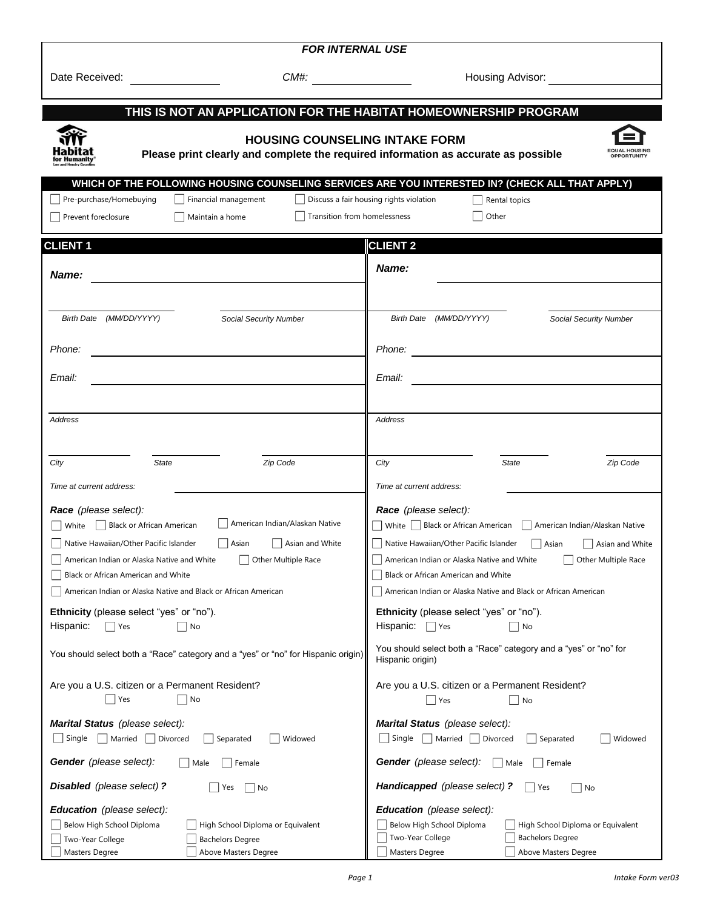**FOR INTERNAL USE**

Date Received: ______________ CM#: ______________ Housing Advisor: ______________

## THIS IS NOT AN APPLICATION FOR THE HABITAT HOMEOWNERSHIP PROGRAM

### HOUSING COUNSELING INTAKE FORM

**Please print clearly and complete the required information as accurate as possible**

**WHICH OF THE FOLLOWING HOUSING COUNSELING SERVICES ARE YOU INTERESTED IN? (CHECK ALL THAT APPLY)**

- ☐ Pre-purchase/Homebuying
- ☐ Financial management
- ☐ Discuss a fair housing rights violation
- ☐ Rental topics
- ☐ Prevent foreclosure
- ☐ Maintain a home
- ☐ Transition from homelessness
- ☐ Other

## CLIENT 1

***Name:*** ______________________________

*Birth Date (MM/DD/YYYY)* ______________ *Social Security Number* ______________

*Phone:* ______________________________

*Email:* ______________________________

*Address* ______________________________

*City* ______________ *State* ______________ *Zip Code* ______________

*Time at current address:* ______________

***Race*** *(please select):*

- ☐ White
- ☐ Black or African American
- ☐ American Indian/Alaskan Native
- ☐ Native Hawaiian/Other Pacific Islander
- ☐ Asian
- ☐ Asian and White
- ☐ American Indian or Alaska Native and White
- ☐ Other Multiple Race
- ☐ Black or African American and White
- ☐ American Indian or Alaska Native and Black or African American

**Ethnicity** (please select "yes" or "no").
Hispanic: ☐ Yes ☐ No

You should select both a "Race" category and a "yes" or "no" for Hispanic origin)

Are you a U.S. citizen or a Permanent Resident?
☐ Yes ☐ No

***Marital Status*** *(please select):*
☐ Single ☐ Married ☐ Divorced ☐ Separated ☐ Widowed

***Gender*** *(please select):* ☐ Male ☐ Female

***Disabled*** *(please select)* **?** ☐ Yes ☐ No

***Education*** *(please select):*

- ☐ Below High School Diploma
- ☐ High School Diploma or Equivalent
- ☐ Two-Year College
- ☐ Bachelors Degree
- ☐ Masters Degree
- ☐ Above Masters Degree

## CLIENT 2

***Name:*** ______________________________

*Birth Date (MM/DD/YYYY)* ______________ *Social Security Number* ______________

*Phone:* ______________________________

*Email:* ______________________________

*Address* ______________________________

*City* ______________ *State* ______________ *Zip Code* ______________

*Time at current address:* ______________

***Race*** *(please select):*

- ☐ White
- ☐ Black or African American
- ☐ American Indian/Alaskan Native
- ☐ Native Hawaiian/Other Pacific Islander
- ☐ Asian
- ☐ Asian and White
- ☐ American Indian or Alaska Native and White
- ☐ Other Multiple Race
- ☐ Black or African American and White
- ☐ American Indian or Alaska Native and Black or African American

**Ethnicity** (please select "yes" or "no").
Hispanic: ☐ Yes ☐ No

You should select both a "Race" category and a "yes" or "no" for Hispanic origin)

Are you a U.S. citizen or a Permanent Resident?
☐ Yes ☐ No

***Marital Status*** *(please select):*
☐ Single ☐ Married ☐ Divorced ☐ Separated ☐ Widowed

***Gender*** *(please select):* ☐ Male ☐ Female

***Handicapped*** *(please select)* **?** ☐ Yes ☐ No

***Education*** *(please select):*

- ☐ Below High School Diploma
- ☐ High School Diploma or Equivalent
- ☐ Two-Year College
- ☐ Bachelors Degree
- ☐ Masters Degree
- ☐ Above Masters Degree

*Intake Form ver03*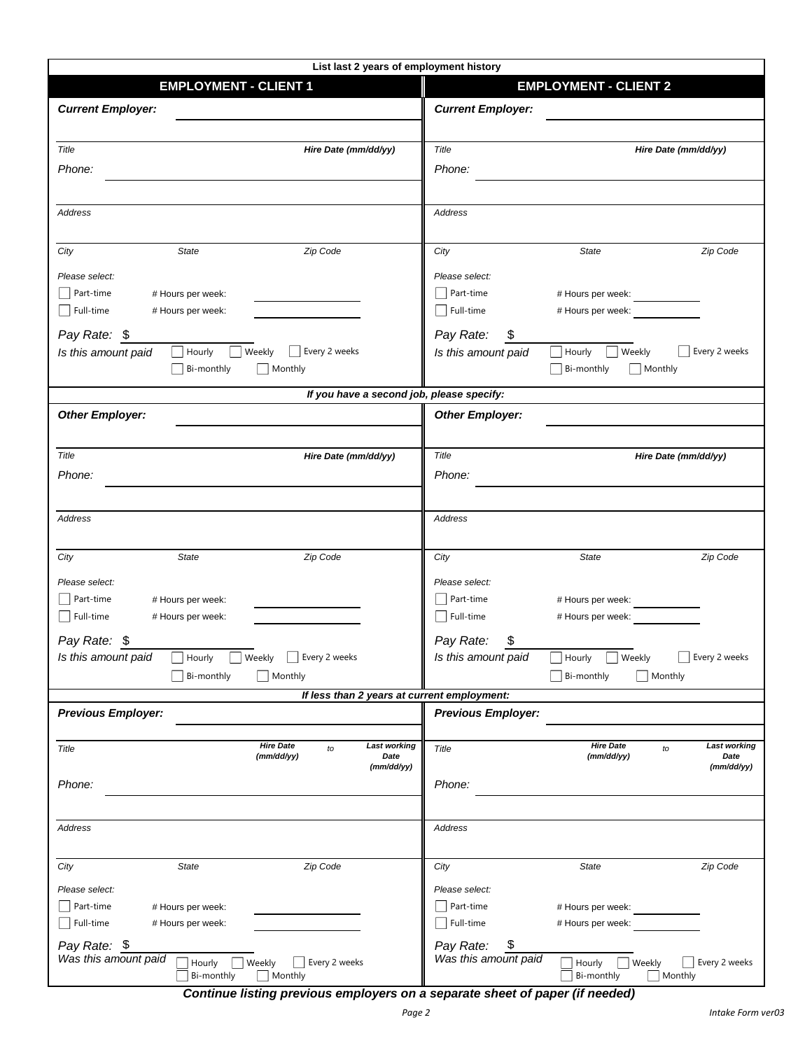**List last 2 years of employment history**

| EMPLOYMENT - CLIENT 1 | EMPLOYMENT - CLIENT 2 |
|---|---|
| ***Current Employer:*** | ***Current Employer:*** |
| *Title* &nbsp;&nbsp;&nbsp; ***Hire Date (mm/dd/yy)*** | *Title* &nbsp;&nbsp;&nbsp; ***Hire Date (mm/dd/yy)*** |
| *Phone:* | *Phone:* |
| *Address* | *Address* |
| *City* &nbsp;&nbsp; *State* &nbsp;&nbsp; *Zip Code* | *City* &nbsp;&nbsp; *State* &nbsp;&nbsp; *Zip Code* |
| *Please select:* | *Please select:* |
| ☐ Part-time &nbsp; # Hours per week: | ☐ Part-time &nbsp; # Hours per week: |
| ☐ Full-time &nbsp; # Hours per week: | ☐ Full-time &nbsp; # Hours per week: |
| *Pay Rate:* $ | *Pay Rate:* $ |
| *Is this amount paid* ☐ Hourly ☐ Weekly ☐ Every 2 weeks ☐ Bi-monthly ☐ Monthly | *Is this amount paid* ☐ Hourly ☐ Weekly ☐ Every 2 weeks ☐ Bi-monthly ☐ Monthly |

***If you have a second job, please specify:***

| | |
|---|---|
| ***Other Employer:*** | ***Other Employer:*** |
| *Title* &nbsp;&nbsp;&nbsp; ***Hire Date (mm/dd/yy)*** | *Title* &nbsp;&nbsp;&nbsp; ***Hire Date (mm/dd/yy)*** |
| *Phone:* | *Phone:* |
| *Address* | *Address* |
| *City* &nbsp;&nbsp; *State* &nbsp;&nbsp; *Zip Code* | *City* &nbsp;&nbsp; *State* &nbsp;&nbsp; *Zip Code* |
| *Please select:* | *Please select:* |
| ☐ Part-time &nbsp; # Hours per week: | ☐ Part-time &nbsp; # Hours per week: |
| ☐ Full-time &nbsp; # Hours per week: | ☐ Full-time &nbsp; # Hours per week: |
| *Pay Rate:* $ | *Pay Rate:* $ |
| *Is this amount paid* ☐ Hourly ☐ Weekly ☐ Every 2 weeks ☐ Bi-monthly ☐ Monthly | *Is this amount paid* ☐ Hourly ☐ Weekly ☐ Every 2 weeks ☐ Bi-monthly ☐ Monthly |

***If less than 2 years at current employment:***

| | |
|---|---|
| ***Previous Employer:*** | ***Previous Employer:*** |
| *Title* &nbsp;&nbsp;&nbsp; ***Hire Date (mm/dd/yy)*** *to* ***Last working Date (mm/dd/yy)*** | *Title* &nbsp;&nbsp;&nbsp; ***Hire Date (mm/dd/yy)*** *to* ***Last working Date (mm/dd/yy)*** |
| *Phone:* | *Phone:* |
| *Address* | *Address* |
| *City* &nbsp;&nbsp; *State* &nbsp;&nbsp; *Zip Code* | *City* &nbsp;&nbsp; *State* &nbsp;&nbsp; *Zip Code* |
| *Please select:* | *Please select:* |
| ☐ Part-time &nbsp; # Hours per week: | ☐ Part-time &nbsp; # Hours per week: |
| ☐ Full-time &nbsp; # Hours per week: | ☐ Full-time &nbsp; # Hours per week: |
| *Pay Rate:* $ | *Pay Rate:* $ |
| *Was this amount paid* ☐ Hourly ☐ Weekly ☐ Every 2 weeks ☐ Bi-monthly ☐ Monthly | *Was this amount paid* ☐ Hourly ☐ Weekly ☐ Every 2 weeks ☐ Bi-monthly ☐ Monthly |

***Continue listing previous employers on a separate sheet of paper (if needed)***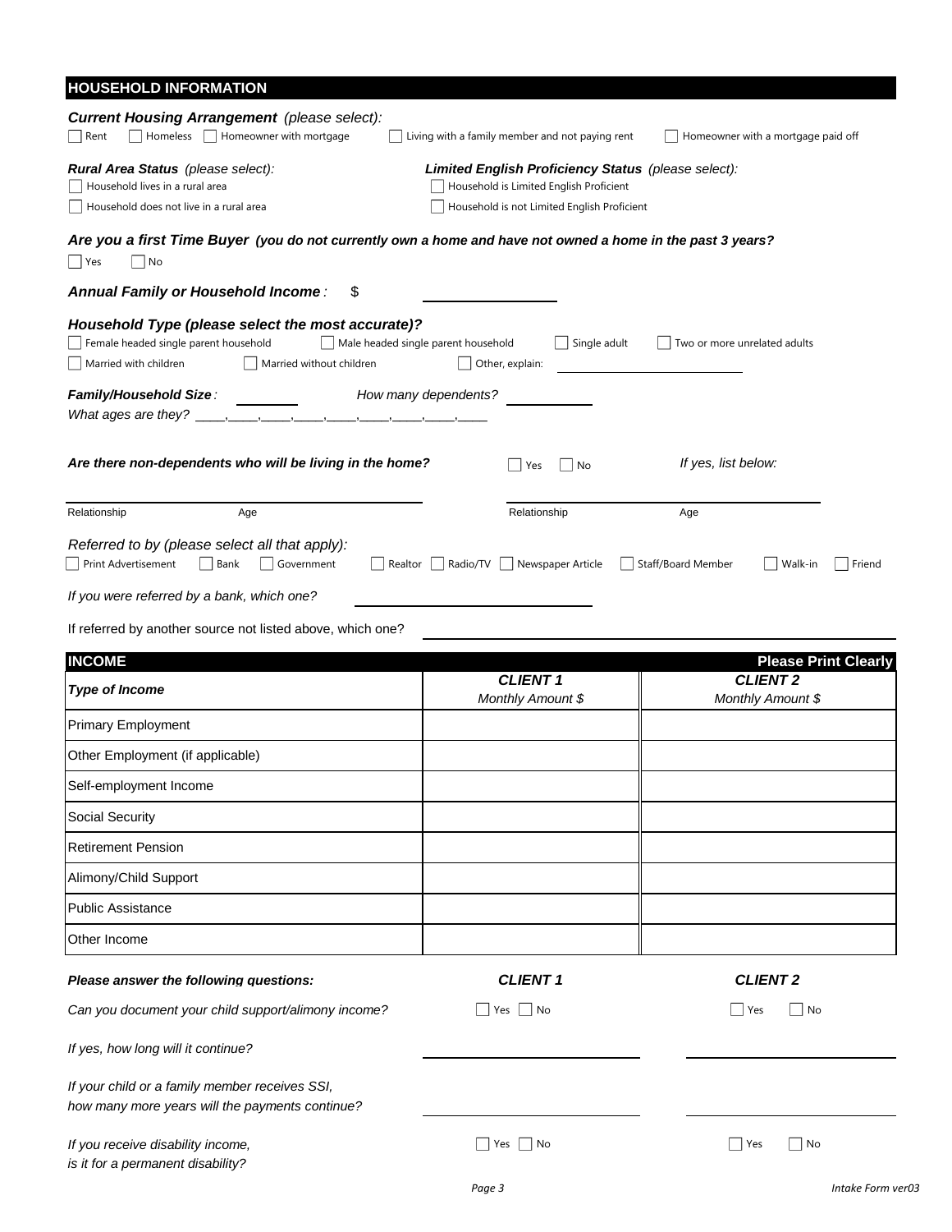## HOUSEHOLD INFORMATION

***Current Housing Arrangement*** *(please select):*

☐ Rent ☐ Homeless ☐ Homeowner with mortgage ☐ Living with a family member and not paying rent ☐ Homeowner with a mortgage paid off

***Rural Area Status*** *(please select):*

☐ Household lives in a rural area

☐ Household does not live in a rural area

***Limited English Proficiency Status*** *(please select):*

☐ Household is Limited English Proficient

☐ Household is not Limited English Proficient

***Are you a first Time Buyer (you do not currently own a home and have not owned a home in the past 3 years?***

☐ Yes ☐ No

***Annual Family or Household Income*** *:* $ ________________

***Household Type (please select the most accurate)?***

☐ Female headed single parent household ☐ Male headed single parent household ☐ Single adult ☐ Two or more unrelated adults

☐ Married with children ☐ Married without children ☐ Other, explain: ________________________

***Family/Household Size*** *:* ________ *How many dependents?* ___________

*What ages are they?* ____,____,____,____,____,____,____,____,____

***Are there non-dependents who will be living in the home?*** ☐ Yes ☐ No *If yes, list below:*

| Relationship | Age | Relationship | Age |
|---|---|---|---|
| | | | |

*Referred to by (please select all that apply):*

☐ Print Advertisement ☐ Bank ☐ Government ☐ Realtor ☐ Radio/TV ☐ Newspaper Article ☐ Staff/Board Member ☐ Walk-in ☐ Friend

*If you were referred by a bank, which one?* ________________________

If referred by another source not listed above, which one? ________________________

## INCOME

**Please Print Clearly**

| *Type of Income* | *CLIENT 1* Monthly Amount $ | *CLIENT 2* Monthly Amount $ |
|---|---|---|
| Primary Employment | | |
| Other Employment (if applicable) | | |
| Self-employment Income | | |
| Social Security | | |
| Retirement Pension | | |
| Alimony/Child Support | | |
| Public Assistance | | |
| Other Income | | |

| ***Please answer the following questions:*** | ***CLIENT 1*** | ***CLIENT 2*** |
|---|---|---|
| *Can you document your child support/alimony income?* | ☐ Yes ☐ No | ☐ Yes ☐ No |
| *If yes, how long will it continue?* | ________________ | ________________ |
| *If your child or a family member receives SSI, how many more years will the payments continue?* | ________________ | ________________ |
| *If you receive disability income, is it for a permanent disability?* | ☐ Yes ☐ No | ☐ Yes ☐ No |

*Intake Form ver03*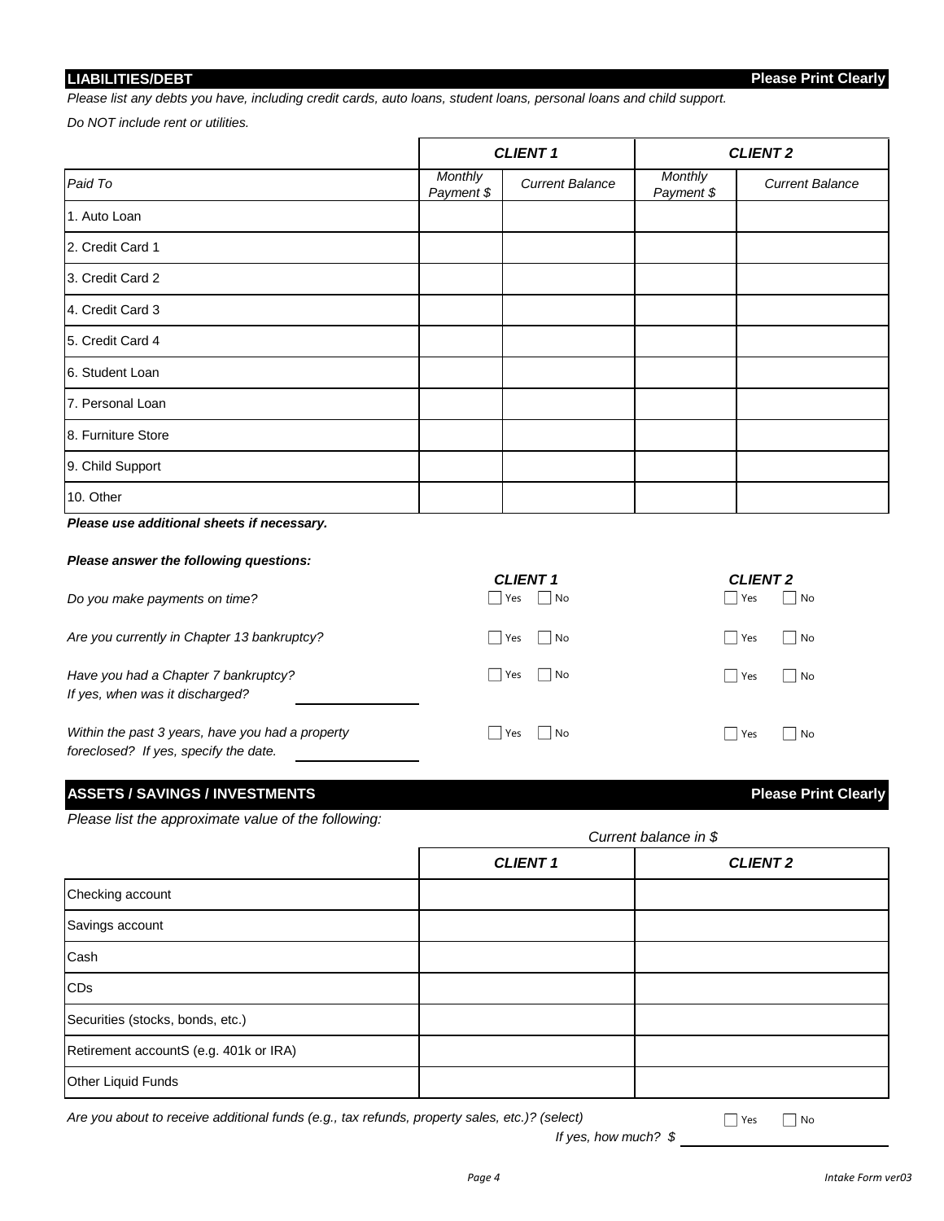## LIABILITIES/DEBT

**Please Print Clearly**

*Please list any debts you have, including credit cards, auto loans, student loans, personal loans and child support.*

*Do NOT include rent or utilities.*

| | ***CLIENT 1*** | | ***CLIENT 2*** | |
|---|---|---|---|---|
| *Paid To* | *Monthly Payment $* | *Current Balance* | *Monthly Payment $* | *Current Balance* |
| 1. Auto Loan | | | | |
| 2. Credit Card 1 | | | | |
| 3. Credit Card 2 | | | | |
| 4. Credit Card 3 | | | | |
| 5. Credit Card 4 | | | | |
| 6. Student Loan | | | | |
| 7. Personal Loan | | | | |
| 8. Furniture Store | | | | |
| 9. Child Support | | | | |
| 10. Other | | | | |

***Please use additional sheets if necessary.***

***Please answer the following questions:***

| | ***CLIENT 1*** | ***CLIENT 2*** |
|---|---|---|
| *Do you make payments on time?* | ☐ Yes ☐ No | ☐ Yes ☐ No |
| *Are you currently in Chapter 13 bankruptcy?* | ☐ Yes ☐ No | ☐ Yes ☐ No |
| *Have you had a Chapter 7 bankruptcy?* *If yes, when was it discharged?* ______________ | ☐ Yes ☐ No | ☐ Yes ☐ No |
| *Within the past 3 years, have you had a property foreclosed? If yes, specify the date.* ______________ | ☐ Yes ☐ No | ☐ Yes ☐ No |

## ASSETS / SAVINGS / INVESTMENTS

**Please Print Clearly**

*Please list the approximate value of the following:*

*Current balance in $*

| | ***CLIENT 1*** | ***CLIENT 2*** |
|---|---|---|
| Checking account | | |
| Savings account | | |
| Cash | | |
| CDs | | |
| Securities (stocks, bonds, etc.) | | |
| Retirement accountS (e.g. 401k or IRA) | | |
| Other Liquid Funds | | |

*Are you about to receive additional funds (e.g., tax refunds, property sales, etc.)? (select)* ☐ Yes ☐ No

*If yes, how much? $* ______________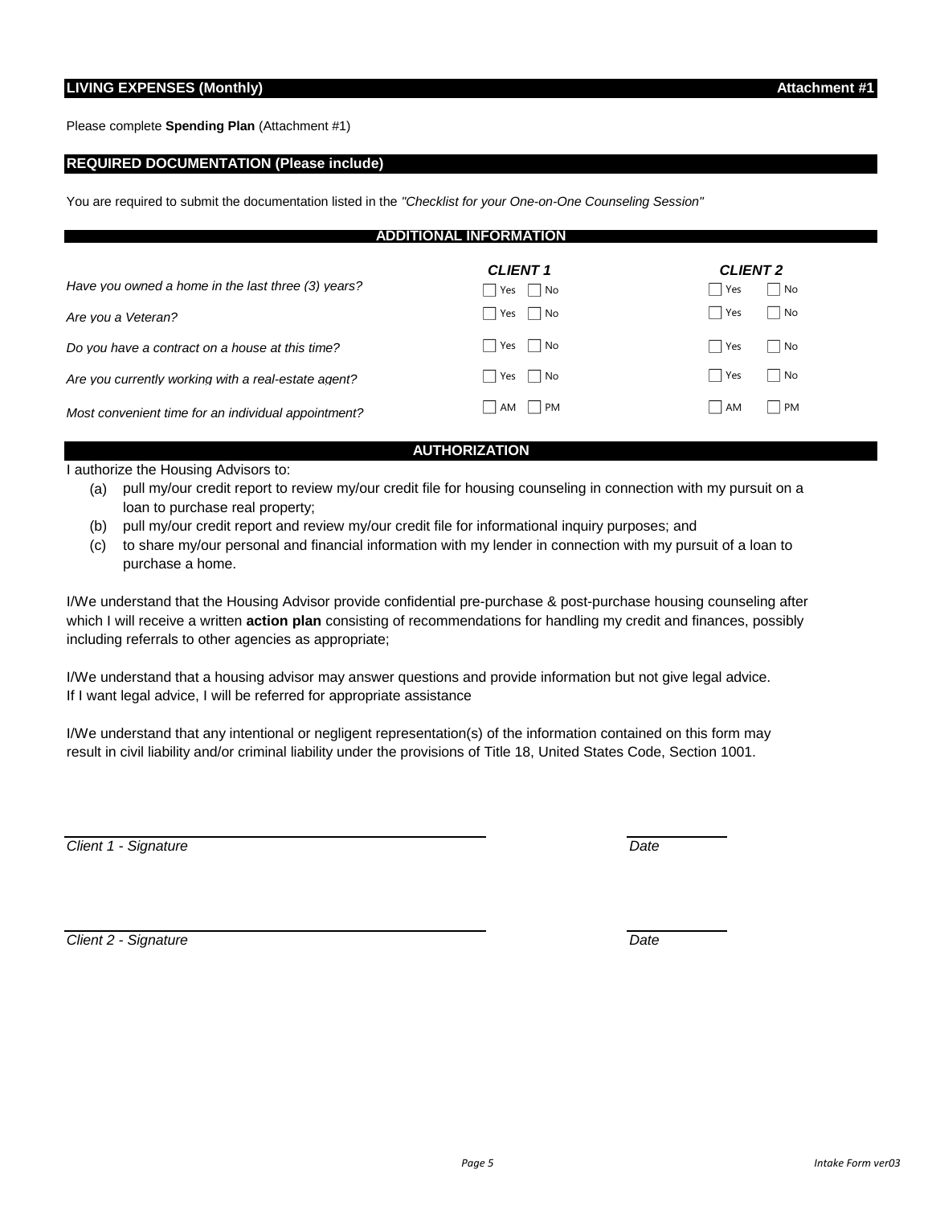## LIVING EXPENSES (Monthly) — Attachment #1

Please complete **Spending Plan** (Attachment #1)

## REQUIRED DOCUMENTATION (Please include)

You are required to submit the documentation listed in the *"Checklist for your One-on-One Counseling Session"*

## ADDITIONAL INFORMATION

| | *CLIENT 1* | *CLIENT 2* |
|---|---|---|
| *Have you owned a home in the last three (3) years?* | ☐ Yes ☐ No | ☐ Yes ☐ No |
| *Are you a Veteran?* | ☐ Yes ☐ No | ☐ Yes ☐ No |
| *Do you have a contract on a house at this time?* | ☐ Yes ☐ No | ☐ Yes ☐ No |
| *Are you currently working with a real-estate agent?* | ☐ Yes ☐ No | ☐ Yes ☐ No |
| *Most convenient time for an individual appointment?* | ☐ AM ☐ PM | ☐ AM ☐ PM |

## AUTHORIZATION

I authorize the Housing Advisors to:

(a) pull my/our credit report to review my/our credit file for housing counseling in connection with my pursuit on a loan to purchase real property;

(b) pull my/our credit report and review my/our credit file for informational inquiry purposes; and

(c) to share my/our personal and financial information with my lender in connection with my pursuit of a loan to purchase a home.

I/We understand that the Housing Advisor provide confidential pre-purchase & post-purchase housing counseling after which I will receive a written **action plan** consisting of recommendations for handling my credit and finances, possibly including referrals to other agencies as appropriate;

I/We understand that a housing advisor may answer questions and provide information but not give legal advice. If I want legal advice, I will be referred for appropriate assistance

I/We understand that any intentional or negligent representation(s) of the information contained on this form may result in civil liability and/or criminal liability under the provisions of Title 18, United States Code, Section 1001.

___________________________________ ____________

*Client 1 - Signature* *Date*

___________________________________ ____________

*Client 2 - Signature* *Date*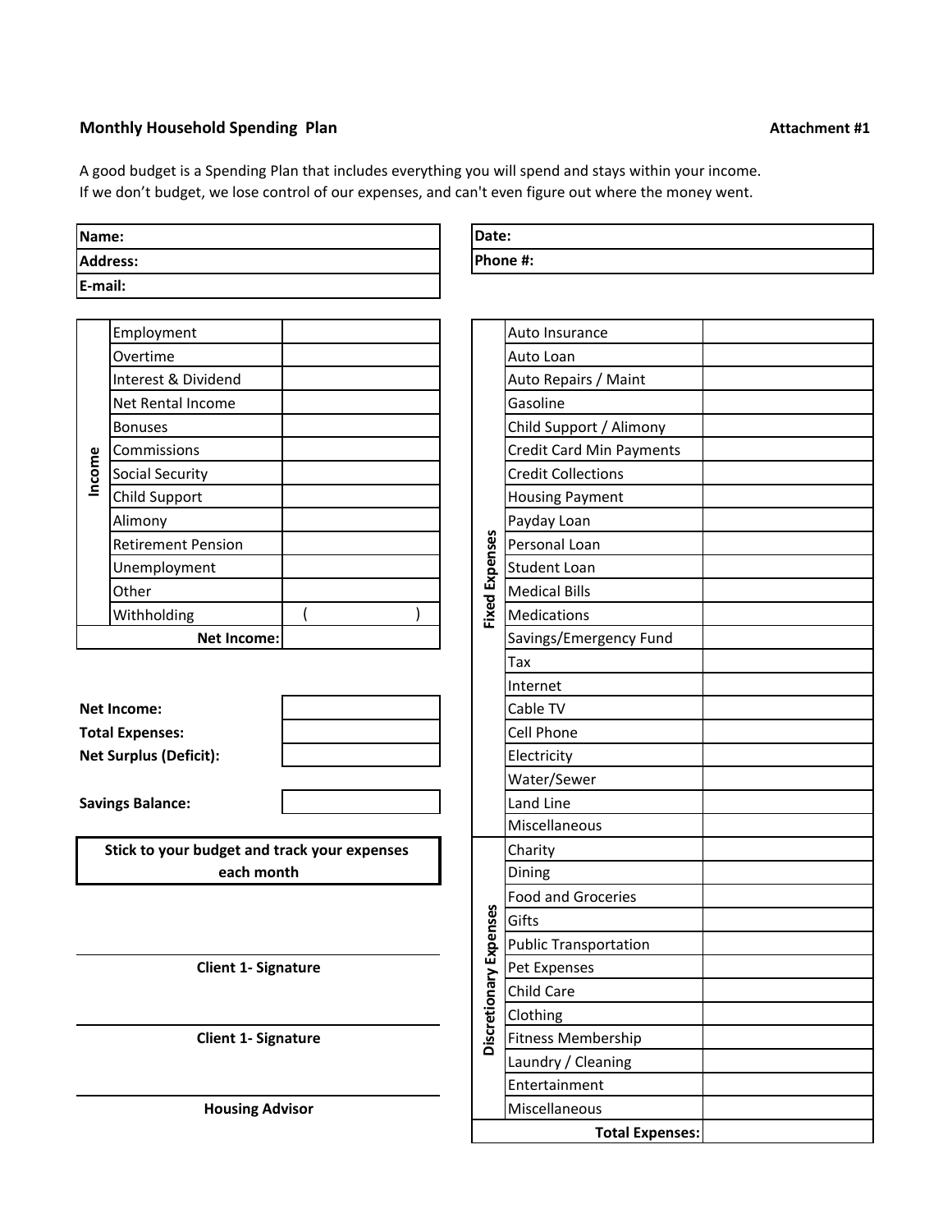**Monthly Household Spending Plan** **Attachment #1**

A good budget is a Spending Plan that includes everything you will spend and stays within your income.
If we don't budget, we lose control of our expenses, and can't even figure out where the money went.

| | |
|---|---|
| **Name:** | |
| **Address:** | |
| **E-mail:** | |

| | |
|---|---|
| **Date:** | |
| **Phone #:** | |

| | | |
|---|---|---|
| **Income** | Employment | |
| | Overtime | |
| | Interest & Dividend | |
| | Net Rental Income | |
| | Bonuses | |
| | Commissions | |
| | Social Security | |
| | Child Support | |
| | Alimony | |
| | Retirement Pension | |
| | Unemployment | |
| | Other | |
| | Withholding | ( ) |
| | **Net Income:** | |

| | |
|---|---|
| **Net Income:** | |
| **Total Expenses:** | |
| **Net Surplus (Deficit):** | |
| | |
| **Savings Balance:** | |

**Stick to your budget and track your expenses each month**

| | | |
|---|---|---|
| **Fixed Expenses** | Auto Insurance | |
| | Auto Loan | |
| | Auto Repairs / Maint | |
| | Gasoline | |
| | Child Support / Alimony | |
| | Credit Card Min Payments | |
| | Credit Collections | |
| | Housing Payment | |
| | Payday Loan | |
| | Personal Loan | |
| | Student Loan | |
| | Medical Bills | |
| | Medications | |
| | Savings/Emergency Fund | |
| | Tax | |
| | Internet | |
| | Cable TV | |
| | Cell Phone | |
| | Electricity | |
| | Water/Sewer | |
| | Land Line | |
| | Miscellaneous | |
| **Discretionary Expenses** | Charity | |
| | Dining | |
| | Food and Groceries | |
| | Gifts | |
| | Public Transportation | |
| | Pet Expenses | |
| | Child Care | |
| | Clothing | |
| | Fitness Membership | |
| | Laundry / Cleaning | |
| | Entertainment | |
| | Miscellaneous | |
| | **Total Expenses:** | |

______________________________

**Client 1- Signature**

______________________________

**Client 1- Signature**

______________________________

**Housing Advisor**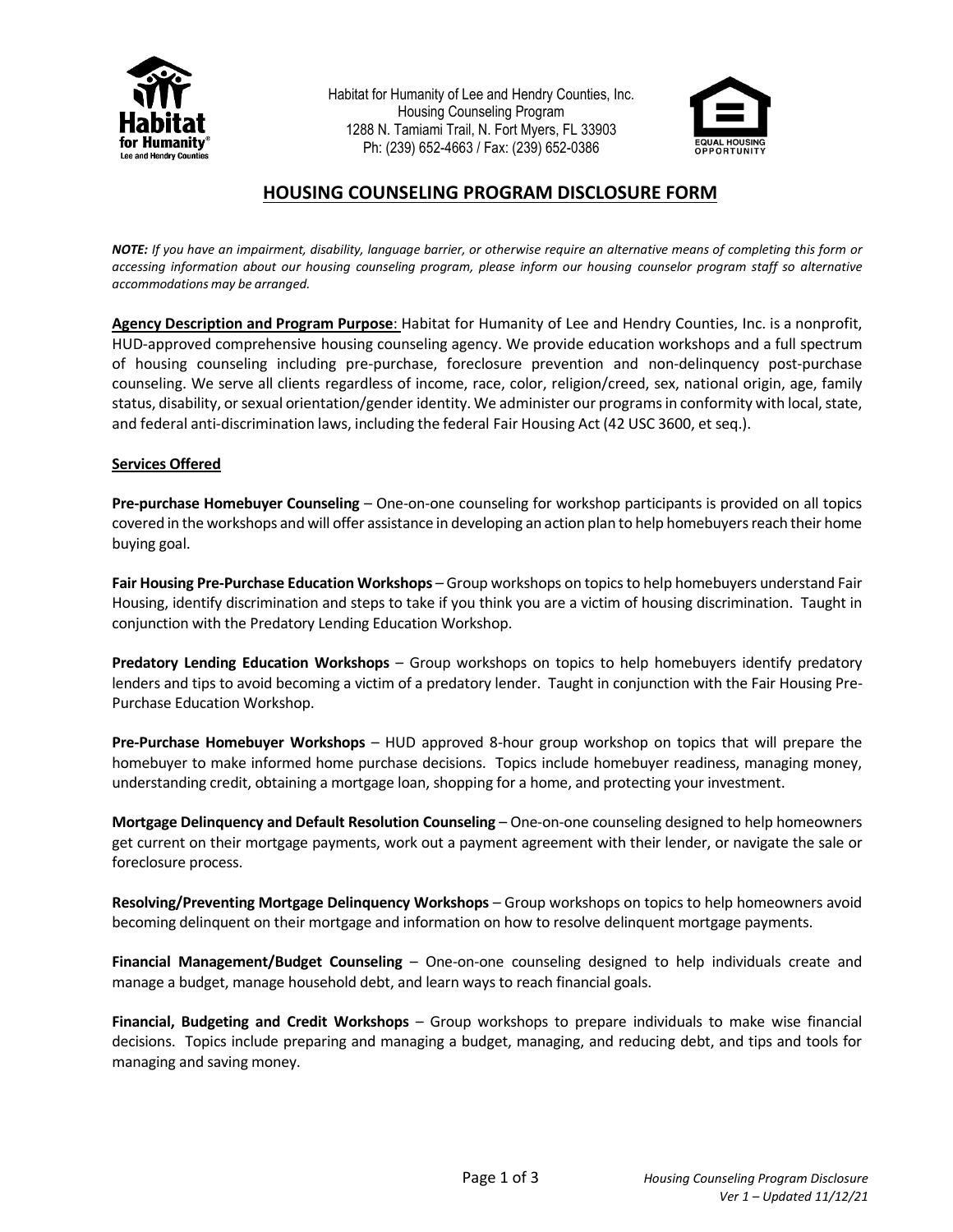Habitat for Humanity of Lee and Hendry Counties, Inc.
Housing Counseling Program
1288 N. Tamiami Trail, N. Fort Myers, FL 33903
Ph: (239) 652-4663 / Fax: (239) 652-0386

# HOUSING COUNSELING PROGRAM DISCLOSURE FORM

***NOTE:** If you have an impairment, disability, language barrier, or otherwise require an alternative means of completing this form or accessing information about our housing counseling program, please inform our housing counselor program staff so alternative accommodations may be arranged.*

**Agency Description and Program Purpose**: Habitat for Humanity of Lee and Hendry Counties, Inc. is a nonprofit, HUD-approved comprehensive housing counseling agency. We provide education workshops and a full spectrum of housing counseling including pre-purchase, foreclosure prevention and non-delinquency post-purchase counseling. We serve all clients regardless of income, race, color, religion/creed, sex, national origin, age, family status, disability, or sexual orientation/gender identity. We administer our programs in conformity with local, state, and federal anti-discrimination laws, including the federal Fair Housing Act (42 USC 3600, et seq.).

## Services Offered

**Pre-purchase Homebuyer Counseling** – One-on-one counseling for workshop participants is provided on all topics covered in the workshops and will offer assistance in developing an action plan to help homebuyers reach their home buying goal.

**Fair Housing Pre-Purchase Education Workshops** – Group workshops on topics to help homebuyers understand Fair Housing, identify discrimination and steps to take if you think you are a victim of housing discrimination. Taught in conjunction with the Predatory Lending Education Workshop.

**Predatory Lending Education Workshops** – Group workshops on topics to help homebuyers identify predatory lenders and tips to avoid becoming a victim of a predatory lender. Taught in conjunction with the Fair Housing Pre-Purchase Education Workshop.

**Pre-Purchase Homebuyer Workshops** – HUD approved 8-hour group workshop on topics that will prepare the homebuyer to make informed home purchase decisions. Topics include homebuyer readiness, managing money, understanding credit, obtaining a mortgage loan, shopping for a home, and protecting your investment.

**Mortgage Delinquency and Default Resolution Counseling** – One-on-one counseling designed to help homeowners get current on their mortgage payments, work out a payment agreement with their lender, or navigate the sale or foreclosure process.

**Resolving/Preventing Mortgage Delinquency Workshops** – Group workshops on topics to help homeowners avoid becoming delinquent on their mortgage and information on how to resolve delinquent mortgage payments.

**Financial Management/Budget Counseling** – One-on-one counseling designed to help individuals create and manage a budget, manage household debt, and learn ways to reach financial goals.

**Financial, Budgeting and Credit Workshops** – Group workshops to prepare individuals to make wise financial decisions. Topics include preparing and managing a budget, managing, and reducing debt, and tips and tools for managing and saving money.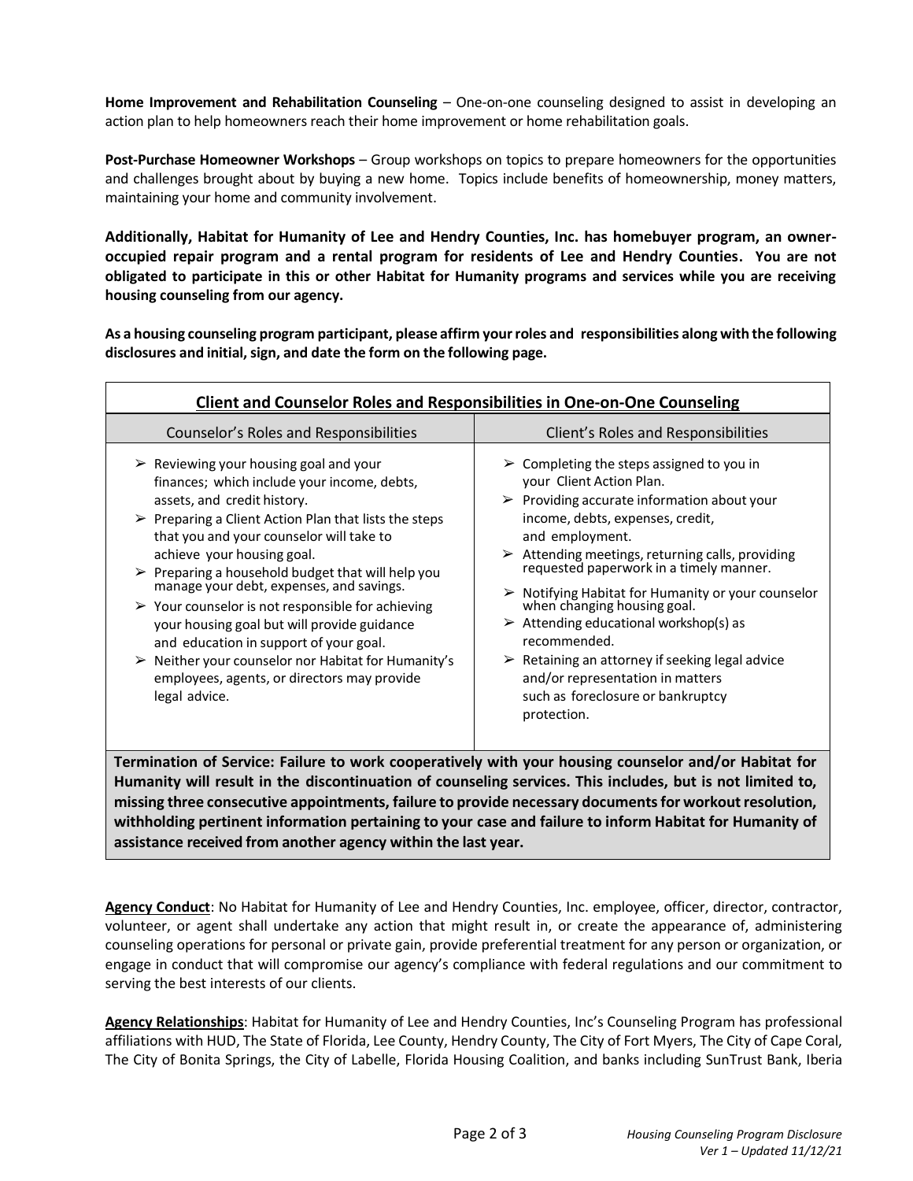**Home Improvement and Rehabilitation Counseling** – One-on-one counseling designed to assist in developing an action plan to help homeowners reach their home improvement or home rehabilitation goals.

**Post-Purchase Homeowner Workshops** – Group workshops on topics to prepare homeowners for the opportunities and challenges brought about by buying a new home. Topics include benefits of homeownership, money matters, maintaining your home and community involvement.

**Additionally, Habitat for Humanity of Lee and Hendry Counties, Inc. has homebuyer program, an owner-occupied repair program and a rental program for residents of Lee and Hendry Counties. You are not obligated to participate in this or other Habitat for Humanity programs and services while you are receiving housing counseling from our agency.**

**As a housing counseling program participant, please affirm your roles and responsibilities along with the following disclosures and initial, sign, and date the form on the following page.**

| **Client and Counselor Roles and Responsibilities in One-on-One Counseling** | |
|---|---|
| Counselor's Roles and Responsibilities | Client's Roles and Responsibilities |
| ➢ Reviewing your housing goal and your finances; which include your income, debts, assets, and credit history.<br>➢ Preparing a Client Action Plan that lists the steps that you and your counselor will take to achieve your housing goal.<br>➢ Preparing a household budget that will help you manage your debt, expenses, and savings.<br>➢ Your counselor is not responsible for achieving your housing goal but will provide guidance and education in support of your goal.<br>➢ Neither your counselor nor Habitat for Humanity's employees, agents, or directors may provide legal advice. | ➢ Completing the steps assigned to you in your Client Action Plan.<br>➢ Providing accurate information about your income, debts, expenses, credit, and employment.<br>➢ Attending meetings, returning calls, providing requested paperwork in a timely manner.<br>➢ Notifying Habitat for Humanity or your counselor when changing housing goal.<br>➢ Attending educational workshop(s) as recommended.<br>➢ Retaining an attorney if seeking legal advice and/or representation in matters such as foreclosure or bankruptcy protection. |
| **Termination of Service: Failure to work cooperatively with your housing counselor and/or Habitat for Humanity will result in the discontinuation of counseling services. This includes, but is not limited to, missing three consecutive appointments, failure to provide necessary documents for workout resolution, withholding pertinent information pertaining to your case and failure to inform Habitat for Humanity of assistance received from another agency within the last year.** | |

**Agency Conduct**: No Habitat for Humanity of Lee and Hendry Counties, Inc. employee, officer, director, contractor, volunteer, or agent shall undertake any action that might result in, or create the appearance of, administering counseling operations for personal or private gain, provide preferential treatment for any person or organization, or engage in conduct that will compromise our agency's compliance with federal regulations and our commitment to serving the best interests of our clients.

**Agency Relationships**: Habitat for Humanity of Lee and Hendry Counties, Inc's Counseling Program has professional affiliations with HUD, The State of Florida, Lee County, Hendry County, The City of Fort Myers, The City of Cape Coral, The City of Bonita Springs, the City of Labelle, Florida Housing Coalition, and banks including SunTrust Bank, Iberia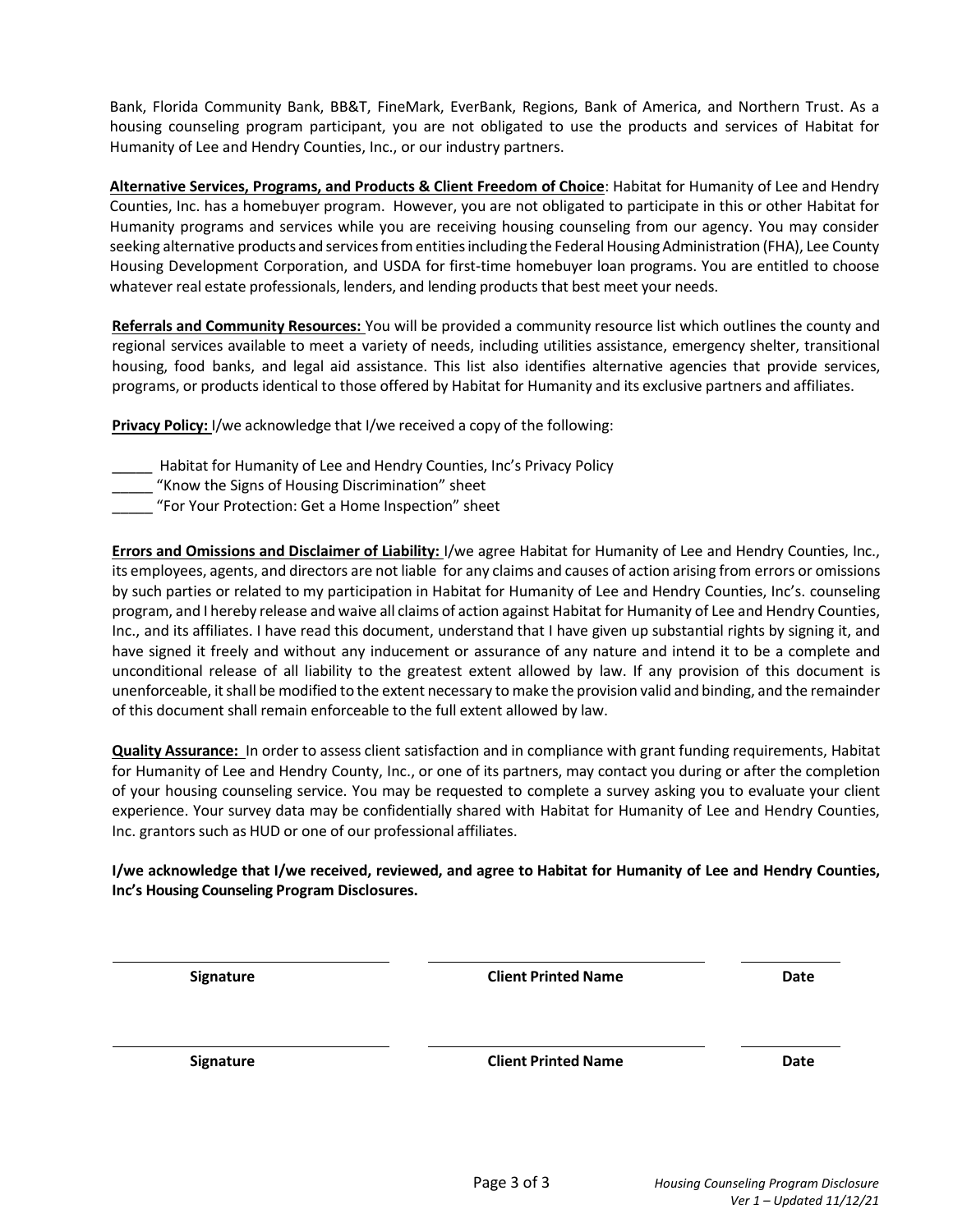Bank, Florida Community Bank, BB&T, FineMark, EverBank, Regions, Bank of America, and Northern Trust. As a housing counseling program participant, you are not obligated to use the products and services of Habitat for Humanity of Lee and Hendry Counties, Inc., or our industry partners.

**Alternative Services, Programs, and Products & Client Freedom of Choice**: Habitat for Humanity of Lee and Hendry Counties, Inc. has a homebuyer program. However, you are not obligated to participate in this or other Habitat for Humanity programs and services while you are receiving housing counseling from our agency. You may consider seeking alternative products and services from entities including the Federal Housing Administration (FHA), Lee County Housing Development Corporation, and USDA for first-time homebuyer loan programs. You are entitled to choose whatever real estate professionals, lenders, and lending products that best meet your needs.

**Referrals and Community Resources:** You will be provided a community resource list which outlines the county and regional services available to meet a variety of needs, including utilities assistance, emergency shelter, transitional housing, food banks, and legal aid assistance. This list also identifies alternative agencies that provide services, programs, or products identical to those offered by Habitat for Humanity and its exclusive partners and affiliates.

**Privacy Policy:** I/we acknowledge that I/we received a copy of the following:

_____ Habitat for Humanity of Lee and Hendry Counties, Inc's Privacy Policy
_____ "Know the Signs of Housing Discrimination" sheet
_____ "For Your Protection: Get a Home Inspection" sheet

**Errors and Omissions and Disclaimer of Liability:** I/we agree Habitat for Humanity of Lee and Hendry Counties, Inc., its employees, agents, and directors are not liable for any claims and causes of action arising from errors or omissions by such parties or related to my participation in Habitat for Humanity of Lee and Hendry Counties, Inc's. counseling program, and I hereby release and waive all claims of action against Habitat for Humanity of Lee and Hendry Counties, Inc., and its affiliates. I have read this document, understand that I have given up substantial rights by signing it, and have signed it freely and without any inducement or assurance of any nature and intend it to be a complete and unconditional release of all liability to the greatest extent allowed by law. If any provision of this document is unenforceable, it shall be modified to the extent necessary to make the provision valid and binding, and the remainder of this document shall remain enforceable to the full extent allowed by law.

**Quality Assurance:** In order to assess client satisfaction and in compliance with grant funding requirements, Habitat for Humanity of Lee and Hendry County, Inc., or one of its partners, may contact you during or after the completion of your housing counseling service. You may be requested to complete a survey asking you to evaluate your client experience. Your survey data may be confidentially shared with Habitat for Humanity of Lee and Hendry Counties, Inc. grantors such as HUD or one of our professional affiliates.

**I/we acknowledge that I/we received, reviewed, and agree to Habitat for Humanity of Lee and Hendry Counties, Inc's Housing Counseling Program Disclosures.**

| ______________________ | ______________________ | __________ |
|---|---|---|
| **Signature** | **Client Printed Name** | **Date** |
| ______________________ | ______________________ | __________ |
| **Signature** | **Client Printed Name** | **Date** |

*Housing Counseling Program Disclosure*
*Ver 1 – Updated 11/12/21*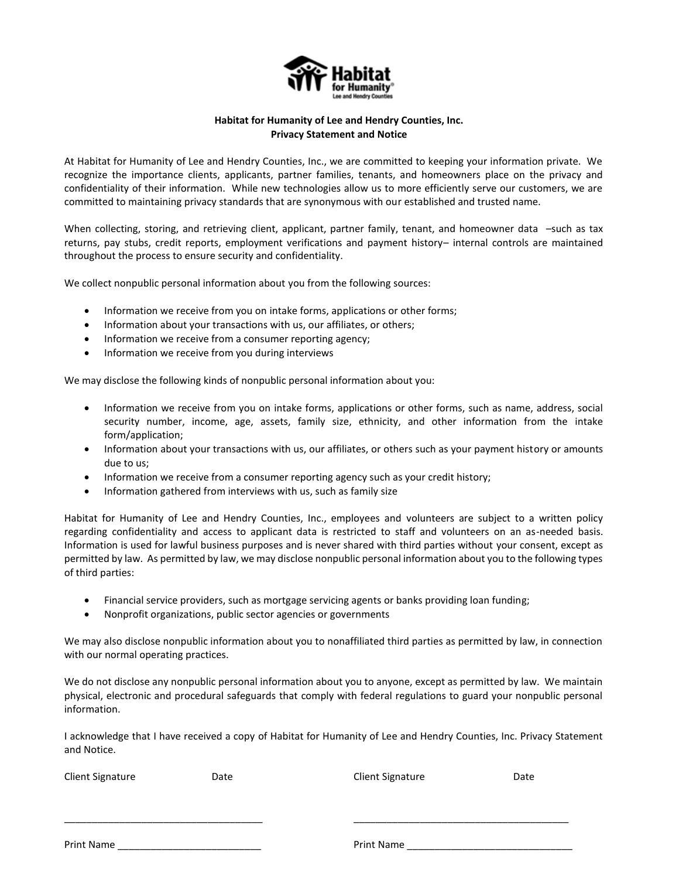**Habitat for Humanity of Lee and Hendry Counties, Inc.**
**Privacy Statement and Notice**

At Habitat for Humanity of Lee and Hendry Counties, Inc., we are committed to keeping your information private. We recognize the importance clients, applicants, partner families, tenants, and homeowners place on the privacy and confidentiality of their information. While new technologies allow us to more efficiently serve our customers, we are committed to maintaining privacy standards that are synonymous with our established and trusted name.

When collecting, storing, and retrieving client, applicant, partner family, tenant, and homeowner data –such as tax returns, pay stubs, credit reports, employment verifications and payment history– internal controls are maintained throughout the process to ensure security and confidentiality.

We collect nonpublic personal information about you from the following sources:

- Information we receive from you on intake forms, applications or other forms;
- Information about your transactions with us, our affiliates, or others;
- Information we receive from a consumer reporting agency;
- Information we receive from you during interviews

We may disclose the following kinds of nonpublic personal information about you:

- Information we receive from you on intake forms, applications or other forms, such as name, address, social security number, income, age, assets, family size, ethnicity, and other information from the intake form/application;
- Information about your transactions with us, our affiliates, or others such as your payment history or amounts due to us;
- Information we receive from a consumer reporting agency such as your credit history;
- Information gathered from interviews with us, such as family size

Habitat for Humanity of Lee and Hendry Counties, Inc., employees and volunteers are subject to a written policy regarding confidentiality and access to applicant data is restricted to staff and volunteers on an as-needed basis. Information is used for lawful business purposes and is never shared with third parties without your consent, except as permitted by law. As permitted by law, we may disclose nonpublic personal information about you to the following types of third parties:

- Financial service providers, such as mortgage servicing agents or banks providing loan funding;
- Nonprofit organizations, public sector agencies or governments

We may also disclose nonpublic information about you to nonaffiliated third parties as permitted by law, in connection with our normal operating practices.

We do not disclose any nonpublic personal information about you to anyone, except as permitted by law. We maintain physical, electronic and procedural safeguards that comply with federal regulations to guard your nonpublic personal information.

I acknowledge that I have received a copy of Habitat for Humanity of Lee and Hendry Counties, Inc. Privacy Statement and Notice.

Client Signature Date

___________________________________

Print Name _________________________

Client Signature Date

______________________________________

Print Name _____________________________